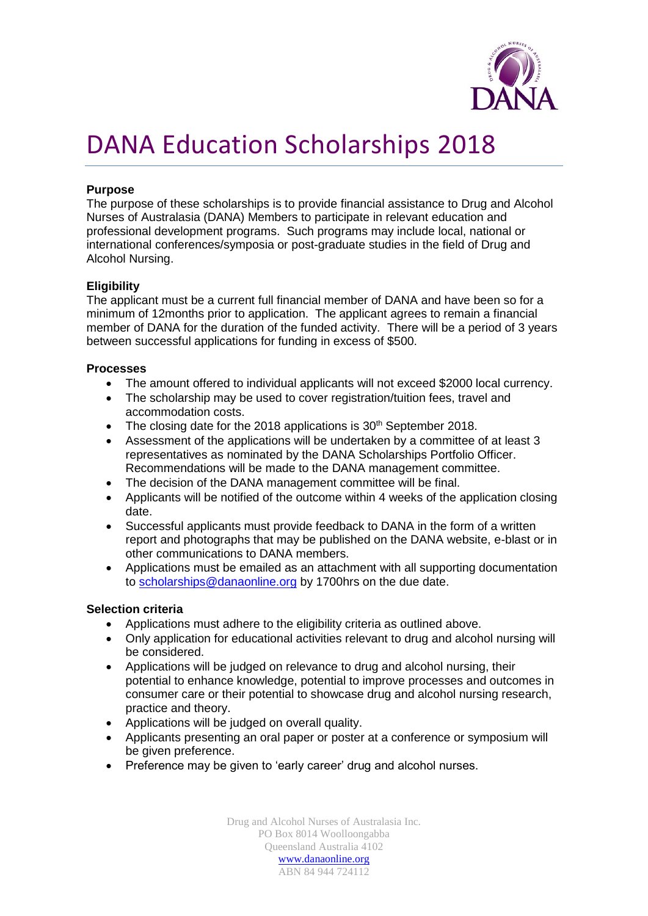# DANA Education Scholarships 2018

**Purpose**

The purpose of these scholarships is to provide financial assistance to Drug and Alcohol Nurses of Australasia (DANA) Members to participate in relevant education and professional development programs. Such programs may include local, national or international conferences/symposia or post-graduate studies in the field of Drug and Alcohol Nursing.

**Eligibility**

The applicant must be a current full financial member of DANA and have been so for a minimum of 12months prior to application. The applicant agrees to remain a financial member of DANA for the duration of the funded activity. There will be a period of 3 years between successful applications for funding in excess of $500.

**Processes**

- The amount offered to individual applicants will not exceed $2000 local currency.
- The scholarship may be used to cover registration/tuition fees, travel and accommodation costs.
- The closing date for the 2018 applications is 30th September 2018.
- Assessment of the applications will be undertaken by a committee of at least 3 representatives as nominated by the DANA Scholarships Portfolio Officer. Recommendations will be made to the DANA management committee.
- The decision of the DANA management committee will be final.
- Applicants will be notified of the outcome within 4 weeks of the application closing date.
- Successful applicants must provide feedback to DANA in the form of a written report and photographs that may be published on the DANA website, e-blast or in other communications to DANA members.
- Applications must be emailed as an attachment with all supporting documentation to scholarships@danaonline.org by 1700hrs on the due date.

**Selection criteria**

- Applications must adhere to the eligibility criteria as outlined above.
- Only application for educational activities relevant to drug and alcohol nursing will be considered.
- Applications will be judged on relevance to drug and alcohol nursing, their potential to enhance knowledge, potential to improve processes and outcomes in consumer care or their potential to showcase drug and alcohol nursing research, practice and theory.
- Applications will be judged on overall quality.
- Applicants presenting an oral paper or poster at a conference or symposium will be given preference.
- Preference may be given to 'early career' drug and alcohol nurses.

Drug and Alcohol Nurses of Australasia Inc.
PO Box 8014 Woolloongabba
Queensland Australia 4102
www.danaonline.org
ABN 84 944 724112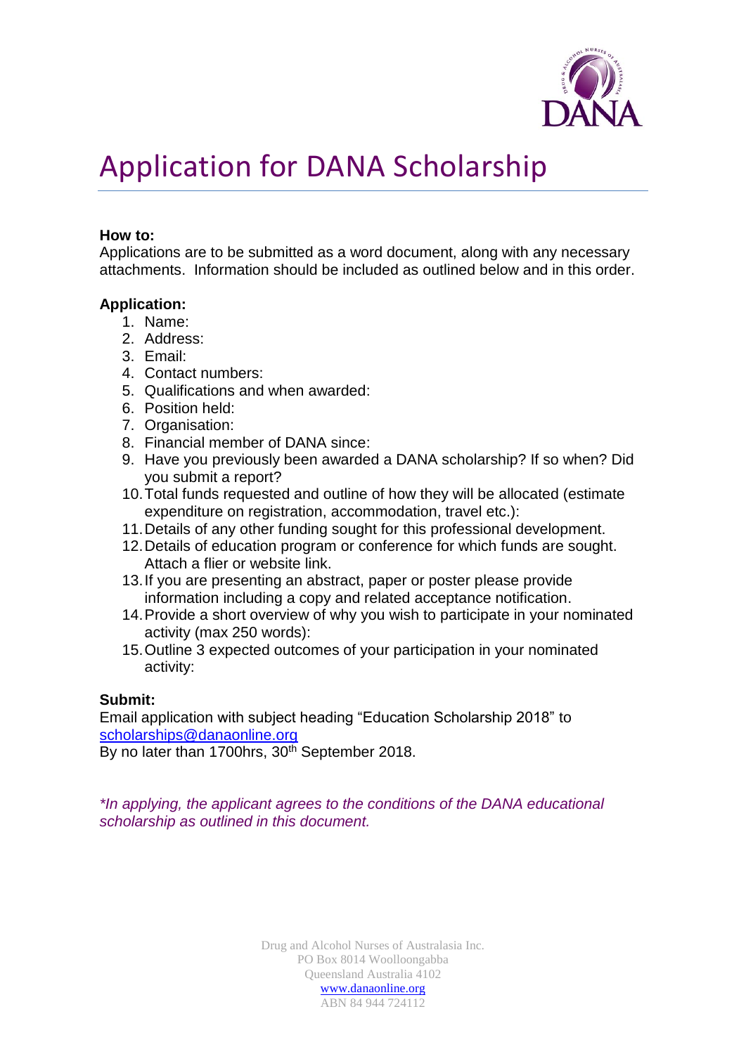# Application for DANA Scholarship

**How to:**
Applications are to be submitted as a word document, along with any necessary attachments. Information should be included as outlined below and in this order.

**Application:**

1. Name:
2. Address:
3. Email:
4. Contact numbers:
5. Qualifications and when awarded:
6. Position held:
7. Organisation:
8. Financial member of DANA since:
9. Have you previously been awarded a DANA scholarship? If so when? Did you submit a report?
10. Total funds requested and outline of how they will be allocated (estimate expenditure on registration, accommodation, travel etc.):
11. Details of any other funding sought for this professional development.
12. Details of education program or conference for which funds are sought. Attach a flier or website link.
13. If you are presenting an abstract, paper or poster please provide information including a copy and related acceptance notification.
14. Provide a short overview of why you wish to participate in your nominated activity (max 250 words):
15. Outline 3 expected outcomes of your participation in your nominated activity:

**Submit:**
Email application with subject heading “Education Scholarship 2018” to scholarships@danaonline.org
By no later than 1700hrs, 30th September 2018.

*\*In applying, the applicant agrees to the conditions of the DANA educational scholarship as outlined in this document.*

Drug and Alcohol Nurses of Australasia Inc.
PO Box 8014 Woolloongabba
Queensland Australia 4102
www.danaonline.org
ABN 84 944 724112